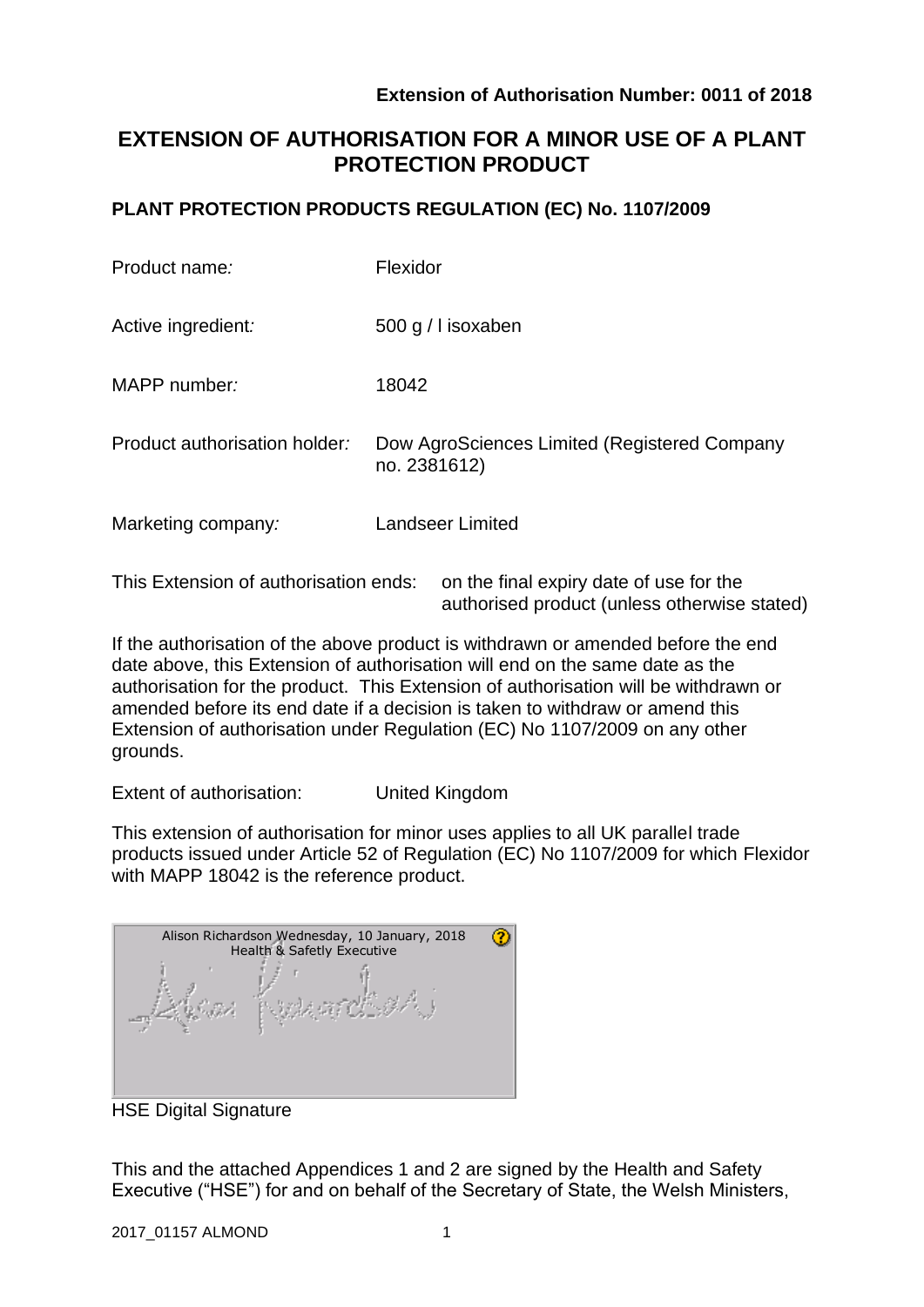**Extension of Authorisation Number: 0011 of 2018**

# EXTENSION OF AUTHORISATION FOR A MINOR USE OF A PLANT PROTECTION PRODUCT

## PLANT PROTECTION PRODUCTS REGULATION (EC) No. 1107/2009

| | |
|---|---|
| Product name*:* | Flexidor |
| Active ingredient*:* | 500 g / l isoxaben |
| MAPP number*:* | 18042 |
| Product authorisation holder*:* | Dow AgroSciences Limited (Registered Company no. 2381612) |
| Marketing company*:* | Landseer Limited |

This Extension of authorisation ends: on the final expiry date of use for the authorised product (unless otherwise stated)

If the authorisation of the above product is withdrawn or amended before the end date above, this Extension of authorisation will end on the same date as the authorisation for the product. This Extension of authorisation will be withdrawn or amended before its end date if a decision is taken to withdraw or amend this Extension of authorisation under Regulation (EC) No 1107/2009 on any other grounds.

Extent of authorisation: United Kingdom

This extension of authorisation for minor uses applies to all UK parallel trade products issued under Article 52 of Regulation (EC) No 1107/2009 for which Flexidor with MAPP 18042 is the reference product.

Alison Richardson Wednesday, 10 January, 2018
Health & Safetly Executive

HSE Digital Signature

This and the attached Appendices 1 and 2 are signed by the Health and Safety Executive ("HSE") for and on behalf of the Secretary of State, the Welsh Ministers,

2017_01157 ALMOND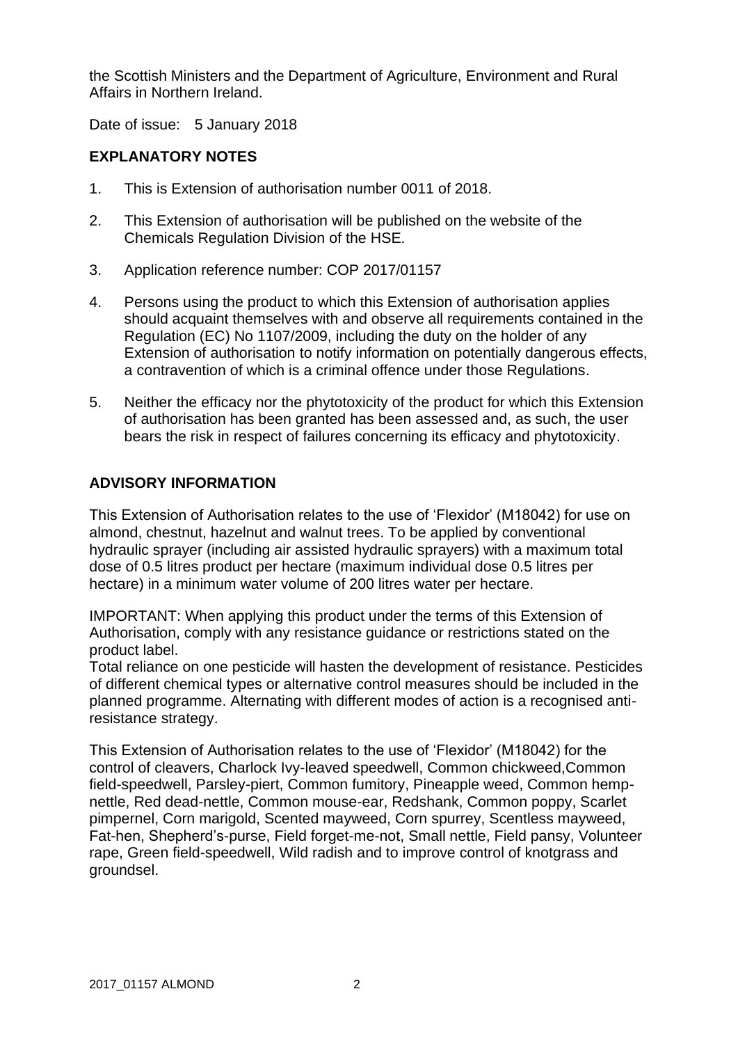the Scottish Ministers and the Department of Agriculture, Environment and Rural Affairs in Northern Ireland.

Date of issue: 5 January 2018

## EXPLANATORY NOTES

1. This is Extension of authorisation number 0011 of 2018.
2. This Extension of authorisation will be published on the website of the Chemicals Regulation Division of the HSE.
3. Application reference number: COP 2017/01157
4. Persons using the product to which this Extension of authorisation applies should acquaint themselves with and observe all requirements contained in the Regulation (EC) No 1107/2009, including the duty on the holder of any Extension of authorisation to notify information on potentially dangerous effects, a contravention of which is a criminal offence under those Regulations.
5. Neither the efficacy nor the phytotoxicity of the product for which this Extension of authorisation has been granted has been assessed and, as such, the user bears the risk in respect of failures concerning its efficacy and phytotoxicity.

## ADVISORY INFORMATION

This Extension of Authorisation relates to the use of 'Flexidor' (M18042) for use on almond, chestnut, hazelnut and walnut trees. To be applied by conventional hydraulic sprayer (including air assisted hydraulic sprayers) with a maximum total dose of 0.5 litres product per hectare (maximum individual dose 0.5 litres per hectare) in a minimum water volume of 200 litres water per hectare.

IMPORTANT: When applying this product under the terms of this Extension of Authorisation, comply with any resistance guidance or restrictions stated on the product label.
Total reliance on one pesticide will hasten the development of resistance. Pesticides of different chemical types or alternative control measures should be included in the planned programme. Alternating with different modes of action is a recognised anti-resistance strategy.

This Extension of Authorisation relates to the use of 'Flexidor' (M18042) for the control of cleavers, Charlock Ivy-leaved speedwell, Common chickweed,Common field-speedwell, Parsley-piert, Common fumitory, Pineapple weed, Common hemp-nettle, Red dead-nettle, Common mouse-ear, Redshank, Common poppy, Scarlet pimpernel, Corn marigold, Scented mayweed, Corn spurrey, Scentless mayweed, Fat-hen, Shepherd's-purse, Field forget-me-not, Small nettle, Field pansy, Volunteer rape, Green field-speedwell, Wild radish and to improve control of knotgrass and groundsel.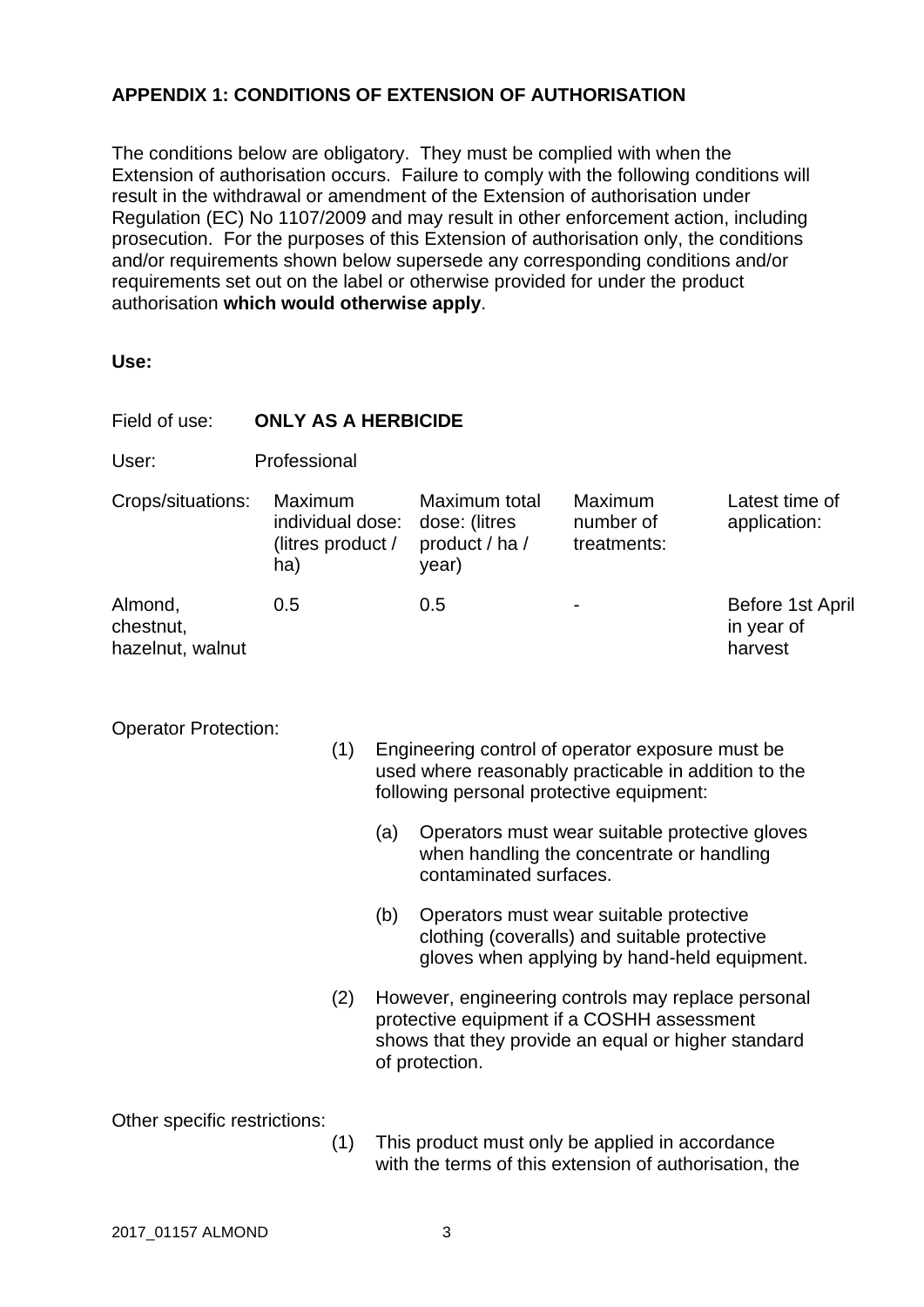## APPENDIX 1: CONDITIONS OF EXTENSION OF AUTHORISATION

The conditions below are obligatory. They must be complied with when the Extension of authorisation occurs. Failure to comply with the following conditions will result in the withdrawal or amendment of the Extension of authorisation under Regulation (EC) No 1107/2009 and may result in other enforcement action, including prosecution. For the purposes of this Extension of authorisation only, the conditions and/or requirements shown below supersede any corresponding conditions and/or requirements set out on the label or otherwise provided for under the product authorisation **which would otherwise apply**.

**Use:**

Field of use: **ONLY AS A HERBICIDE**

User: Professional

| Crops/situations: | Maximum individual dose: (litres product / ha) | Maximum total dose: (litres product / ha / year) | Maximum number of treatments: | Latest time of application: |
|---|---|---|---|---|
| Almond, chestnut, hazelnut, walnut | 0.5 | 0.5 | - | Before 1st April in year of harvest |

Operator Protection:

(1) Engineering control of operator exposure must be used where reasonably practicable in addition to the following personal protective equipment:

(a) Operators must wear suitable protective gloves when handling the concentrate or handling contaminated surfaces.

(b) Operators must wear suitable protective clothing (coveralls) and suitable protective gloves when applying by hand-held equipment.

(2) However, engineering controls may replace personal protective equipment if a COSHH assessment shows that they provide an equal or higher standard of protection.

Other specific restrictions:

(1) This product must only be applied in accordance with the terms of this extension of authorisation, the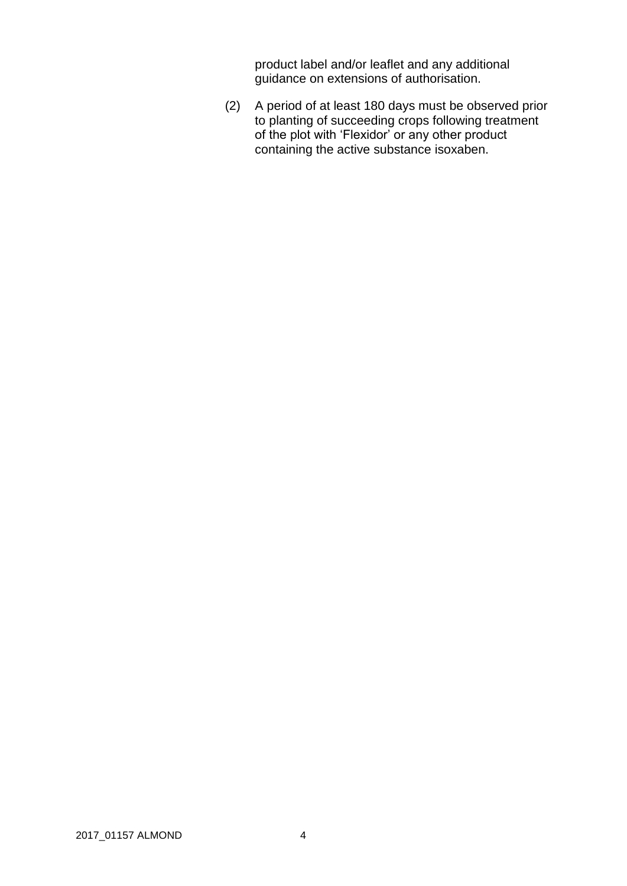product label and/or leaflet and any additional guidance on extensions of authorisation.

(2) A period of at least 180 days must be observed prior to planting of succeeding crops following treatment of the plot with ‘Flexidor’ or any other product containing the active substance isoxaben.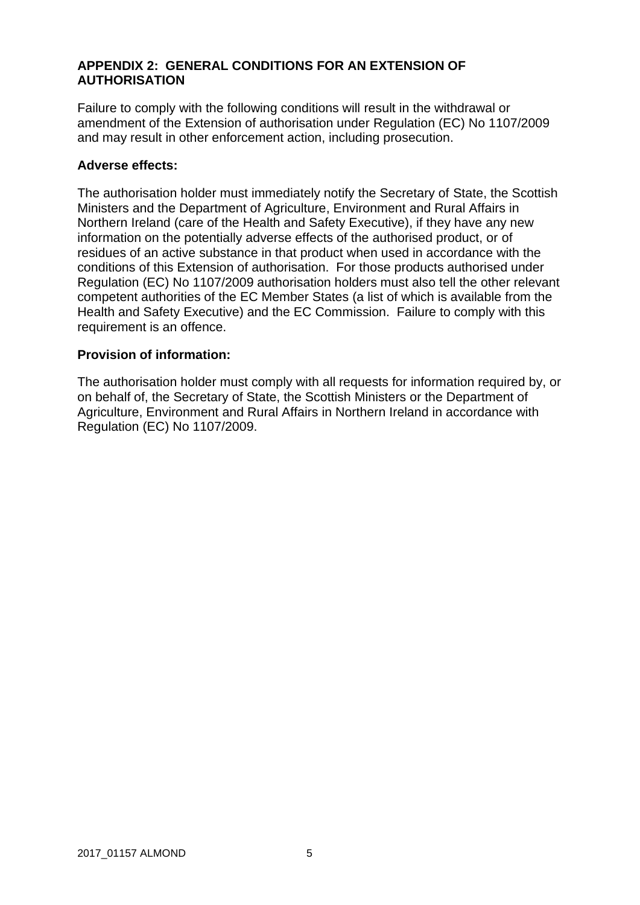## APPENDIX 2: GENERAL CONDITIONS FOR AN EXTENSION OF AUTHORISATION

Failure to comply with the following conditions will result in the withdrawal or amendment of the Extension of authorisation under Regulation (EC) No 1107/2009 and may result in other enforcement action, including prosecution.

### Adverse effects:

The authorisation holder must immediately notify the Secretary of State, the Scottish Ministers and the Department of Agriculture, Environment and Rural Affairs in Northern Ireland (care of the Health and Safety Executive), if they have any new information on the potentially adverse effects of the authorised product, or of residues of an active substance in that product when used in accordance with the conditions of this Extension of authorisation. For those products authorised under Regulation (EC) No 1107/2009 authorisation holders must also tell the other relevant competent authorities of the EC Member States (a list of which is available from the Health and Safety Executive) and the EC Commission. Failure to comply with this requirement is an offence.

### Provision of information:

The authorisation holder must comply with all requests for information required by, or on behalf of, the Secretary of State, the Scottish Ministers or the Department of Agriculture, Environment and Rural Affairs in Northern Ireland in accordance with Regulation (EC) No 1107/2009.